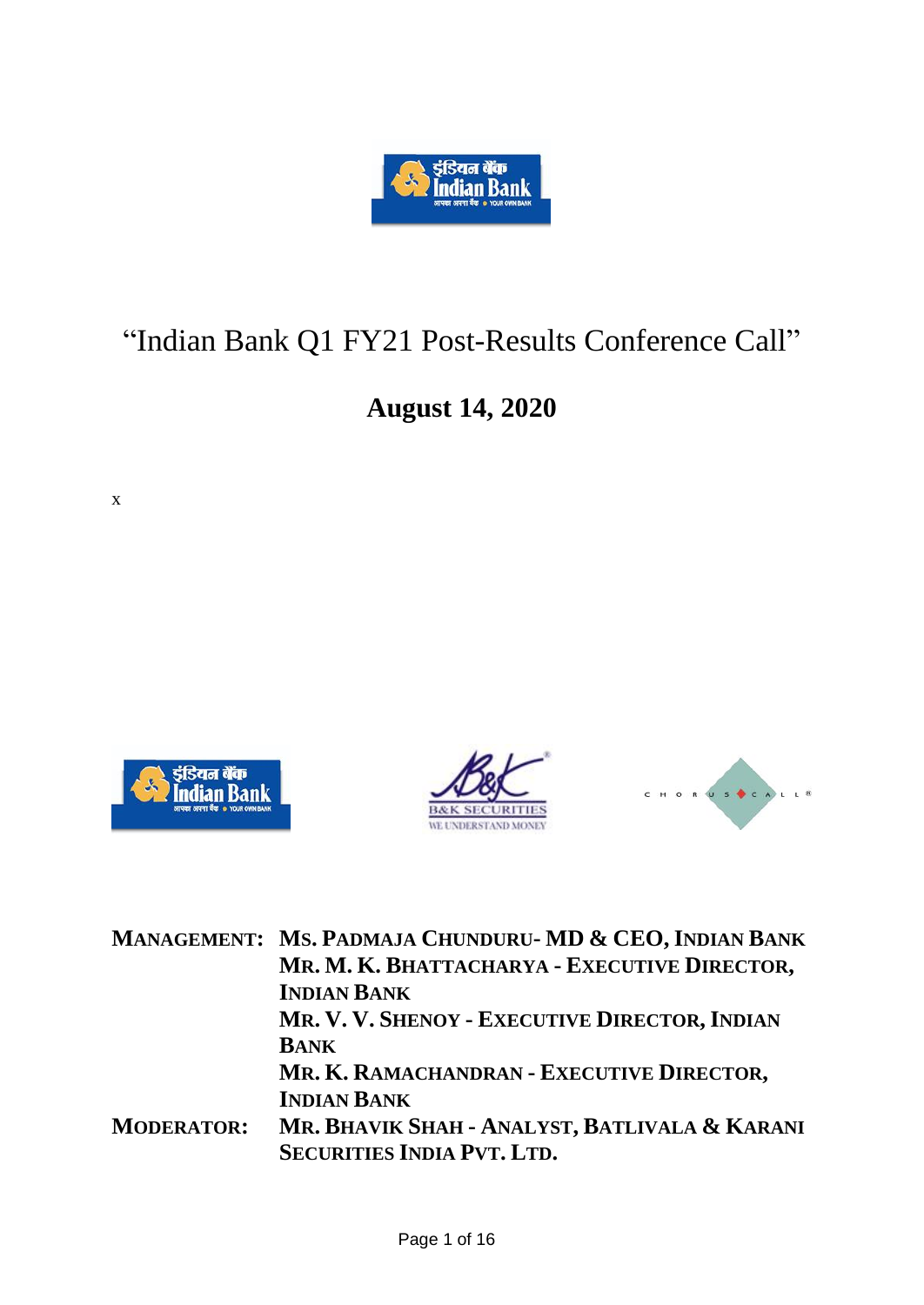# "Indian Bank Q1 FY21 Post-Results Conference Call"

## August 14, 2020

x

| | |
|---|---|
| **MANAGEMENT:** | **MS. PADMAJA CHUNDURU- MD & CEO, INDIAN BANK** |
| | **MR. M. K. BHATTACHARYA - EXECUTIVE DIRECTOR, INDIAN BANK** |
| | **MR. V. V. SHENOY - EXECUTIVE DIRECTOR, INDIAN BANK** |
| | **MR. K. RAMACHANDRAN - EXECUTIVE DIRECTOR, INDIAN BANK** |
| **MODERATOR:** | **MR. BHAVIK SHAH - ANALYST, BATLIVALA & KARANI SECURITIES INDIA PVT. LTD.** |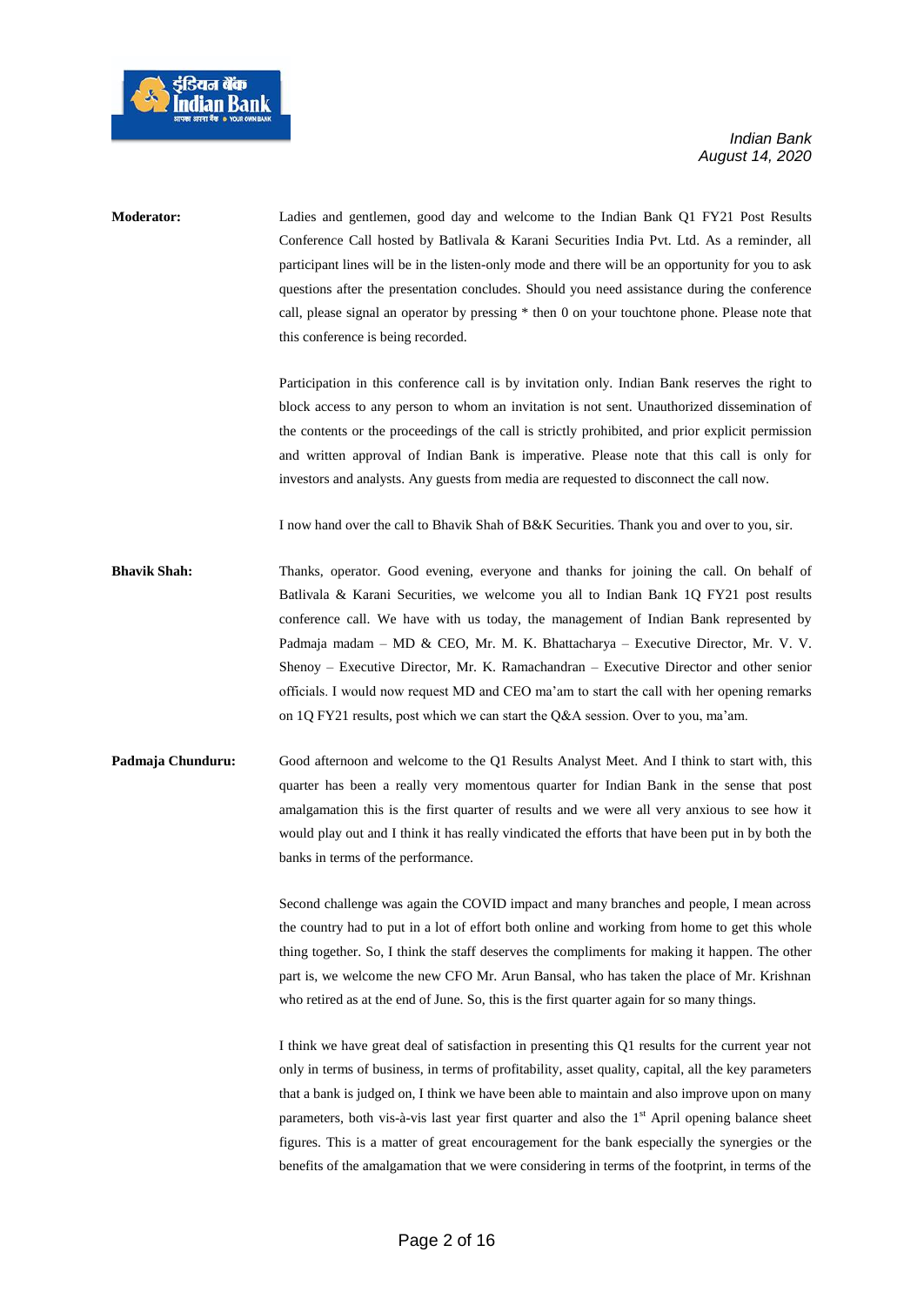**Moderator:** Ladies and gentlemen, good day and welcome to the Indian Bank Q1 FY21 Post Results Conference Call hosted by Batlivala & Karani Securities India Pvt. Ltd. As a reminder, all participant lines will be in the listen-only mode and there will be an opportunity for you to ask questions after the presentation concludes. Should you need assistance during the conference call, please signal an operator by pressing * then 0 on your touchtone phone. Please note that this conference is being recorded.

Participation in this conference call is by invitation only. Indian Bank reserves the right to block access to any person to whom an invitation is not sent. Unauthorized dissemination of the contents or the proceedings of the call is strictly prohibited, and prior explicit permission and written approval of Indian Bank is imperative. Please note that this call is only for investors and analysts. Any guests from media are requested to disconnect the call now.

I now hand over the call to Bhavik Shah of B&K Securities. Thank you and over to you, sir.

**Bhavik Shah:** Thanks, operator. Good evening, everyone and thanks for joining the call. On behalf of Batlivala & Karani Securities, we welcome you all to Indian Bank 1Q FY21 post results conference call. We have with us today, the management of Indian Bank represented by Padmaja madam – MD & CEO, Mr. M. K. Bhattacharya – Executive Director, Mr. V. V. Shenoy – Executive Director, Mr. K. Ramachandran – Executive Director and other senior officials. I would now request MD and CEO ma'am to start the call with her opening remarks on 1Q FY21 results, post which we can start the Q&A session. Over to you, ma'am.

**Padmaja Chunduru:** Good afternoon and welcome to the Q1 Results Analyst Meet. And I think to start with, this quarter has been a really very momentous quarter for Indian Bank in the sense that post amalgamation this is the first quarter of results and we were all very anxious to see how it would play out and I think it has really vindicated the efforts that have been put in by both the banks in terms of the performance.

Second challenge was again the COVID impact and many branches and people, I mean across the country had to put in a lot of effort both online and working from home to get this whole thing together. So, I think the staff deserves the compliments for making it happen. The other part is, we welcome the new CFO Mr. Arun Bansal, who has taken the place of Mr. Krishnan who retired as at the end of June. So, this is the first quarter again for so many things.

I think we have great deal of satisfaction in presenting this Q1 results for the current year not only in terms of business, in terms of profitability, asset quality, capital, all the key parameters that a bank is judged on, I think we have been able to maintain and also improve upon on many parameters, both vis-à-vis last year first quarter and also the 1st April opening balance sheet figures. This is a matter of great encouragement for the bank especially the synergies or the benefits of the amalgamation that we were considering in terms of the footprint, in terms of the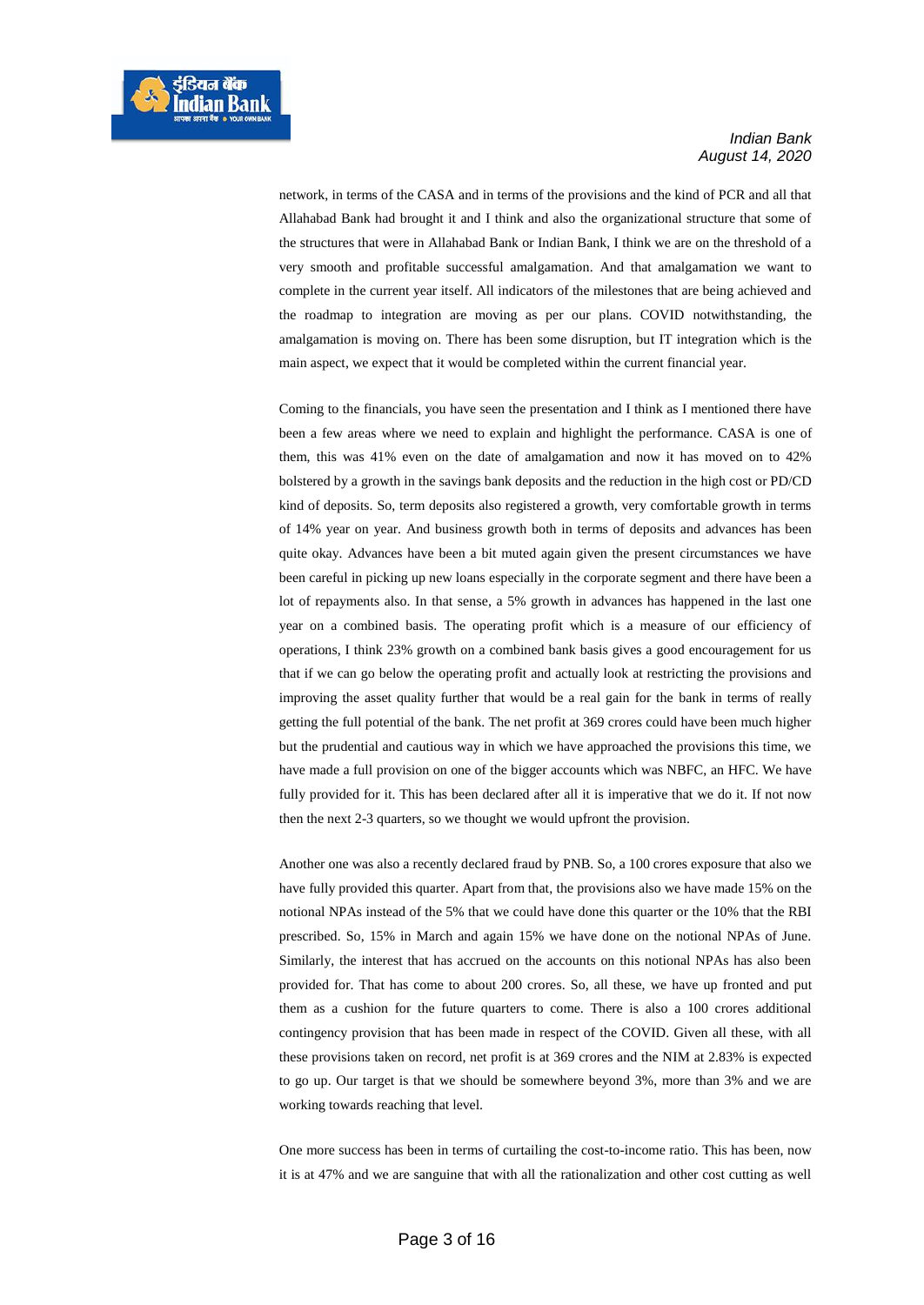network, in terms of the CASA and in terms of the provisions and the kind of PCR and all that Allahabad Bank had brought it and I think and also the organizational structure that some of the structures that were in Allahabad Bank or Indian Bank, I think we are on the threshold of a very smooth and profitable successful amalgamation. And that amalgamation we want to complete in the current year itself. All indicators of the milestones that are being achieved and the roadmap to integration are moving as per our plans. COVID notwithstanding, the amalgamation is moving on. There has been some disruption, but IT integration which is the main aspect, we expect that it would be completed within the current financial year.

Coming to the financials, you have seen the presentation and I think as I mentioned there have been a few areas where we need to explain and highlight the performance. CASA is one of them, this was 41% even on the date of amalgamation and now it has moved on to 42% bolstered by a growth in the savings bank deposits and the reduction in the high cost or PD/CD kind of deposits. So, term deposits also registered a growth, very comfortable growth in terms of 14% year on year. And business growth both in terms of deposits and advances has been quite okay. Advances have been a bit muted again given the present circumstances we have been careful in picking up new loans especially in the corporate segment and there have been a lot of repayments also. In that sense, a 5% growth in advances has happened in the last one year on a combined basis. The operating profit which is a measure of our efficiency of operations, I think 23% growth on a combined bank basis gives a good encouragement for us that if we can go below the operating profit and actually look at restricting the provisions and improving the asset quality further that would be a real gain for the bank in terms of really getting the full potential of the bank. The net profit at 369 crores could have been much higher but the prudential and cautious way in which we have approached the provisions this time, we have made a full provision on one of the bigger accounts which was NBFC, an HFC. We have fully provided for it. This has been declared after all it is imperative that we do it. If not now then the next 2-3 quarters, so we thought we would upfront the provision.

Another one was also a recently declared fraud by PNB. So, a 100 crores exposure that also we have fully provided this quarter. Apart from that, the provisions also we have made 15% on the notional NPAs instead of the 5% that we could have done this quarter or the 10% that the RBI prescribed. So, 15% in March and again 15% we have done on the notional NPAs of June. Similarly, the interest that has accrued on the accounts on this notional NPAs has also been provided for. That has come to about 200 crores. So, all these, we have up fronted and put them as a cushion for the future quarters to come. There is also a 100 crores additional contingency provision that has been made in respect of the COVID. Given all these, with all these provisions taken on record, net profit is at 369 crores and the NIM at 2.83% is expected to go up. Our target is that we should be somewhere beyond 3%, more than 3% and we are working towards reaching that level.

One more success has been in terms of curtailing the cost-to-income ratio. This has been, now it is at 47% and we are sanguine that with all the rationalization and other cost cutting as well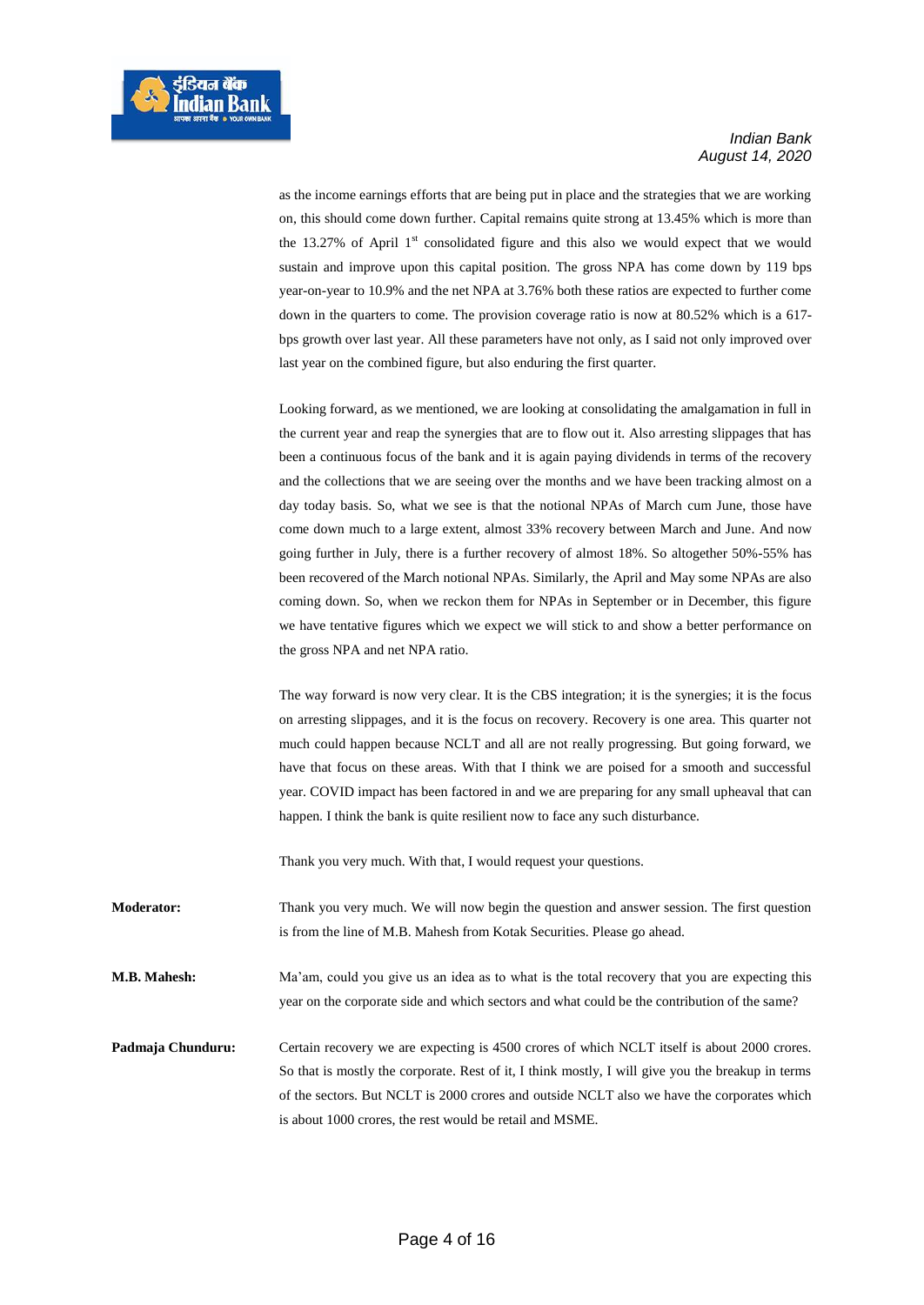as the income earnings efforts that are being put in place and the strategies that we are working on, this should come down further. Capital remains quite strong at 13.45% which is more than the 13.27% of April 1st consolidated figure and this also we would expect that we would sustain and improve upon this capital position. The gross NPA has come down by 119 bps year-on-year to 10.9% and the net NPA at 3.76% both these ratios are expected to further come down in the quarters to come. The provision coverage ratio is now at 80.52% which is a 617-bps growth over last year. All these parameters have not only, as I said not only improved over last year on the combined figure, but also enduring the first quarter.

Looking forward, as we mentioned, we are looking at consolidating the amalgamation in full in the current year and reap the synergies that are to flow out it. Also arresting slippages that has been a continuous focus of the bank and it is again paying dividends in terms of the recovery and the collections that we are seeing over the months and we have been tracking almost on a day today basis. So, what we see is that the notional NPAs of March cum June, those have come down much to a large extent, almost 33% recovery between March and June. And now going further in July, there is a further recovery of almost 18%. So altogether 50%-55% has been recovered of the March notional NPAs. Similarly, the April and May some NPAs are also coming down. So, when we reckon them for NPAs in September or in December, this figure we have tentative figures which we expect we will stick to and show a better performance on the gross NPA and net NPA ratio.

The way forward is now very clear. It is the CBS integration; it is the synergies; it is the focus on arresting slippages, and it is the focus on recovery. Recovery is one area. This quarter not much could happen because NCLT and all are not really progressing. But going forward, we have that focus on these areas. With that I think we are poised for a smooth and successful year. COVID impact has been factored in and we are preparing for any small upheaval that can happen. I think the bank is quite resilient now to face any such disturbance.

Thank you very much. With that, I would request your questions.

**Moderator:** Thank you very much. We will now begin the question and answer session. The first question is from the line of M.B. Mahesh from Kotak Securities. Please go ahead.

**M.B. Mahesh:** Ma'am, could you give us an idea as to what is the total recovery that you are expecting this year on the corporate side and which sectors and what could be the contribution of the same?

**Padmaja Chunduru:** Certain recovery we are expecting is 4500 crores of which NCLT itself is about 2000 crores. So that is mostly the corporate. Rest of it, I think mostly, I will give you the breakup in terms of the sectors. But NCLT is 2000 crores and outside NCLT also we have the corporates which is about 1000 crores, the rest would be retail and MSME.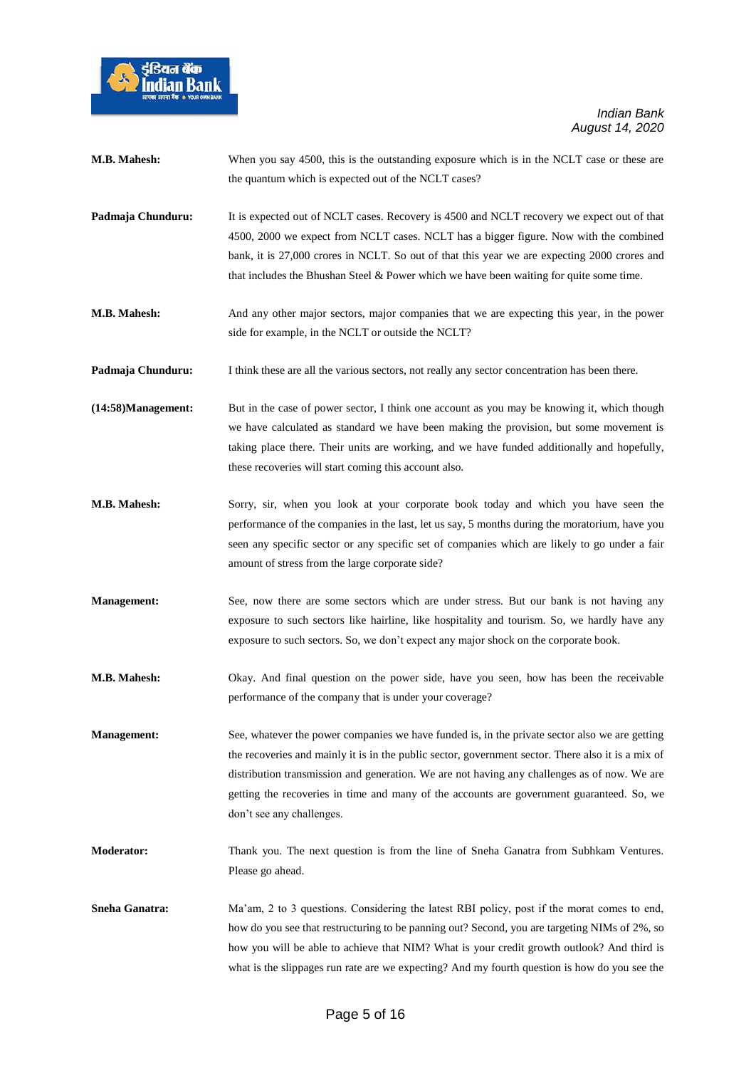**M.B. Mahesh:** When you say 4500, this is the outstanding exposure which is in the NCLT case or these are the quantum which is expected out of the NCLT cases?

**Padmaja Chunduru:** It is expected out of NCLT cases. Recovery is 4500 and NCLT recovery we expect out of that 4500, 2000 we expect from NCLT cases. NCLT has a bigger figure. Now with the combined bank, it is 27,000 crores in NCLT. So out of that this year we are expecting 2000 crores and that includes the Bhushan Steel & Power which we have been waiting for quite some time.

**M.B. Mahesh:** And any other major sectors, major companies that we are expecting this year, in the power side for example, in the NCLT or outside the NCLT?

**Padmaja Chunduru:** I think these are all the various sectors, not really any sector concentration has been there.

**(14:58)Management:** But in the case of power sector, I think one account as you may be knowing it, which though we have calculated as standard we have been making the provision, but some movement is taking place there. Their units are working, and we have funded additionally and hopefully, these recoveries will start coming this account also.

**M.B. Mahesh:** Sorry, sir, when you look at your corporate book today and which you have seen the performance of the companies in the last, let us say, 5 months during the moratorium, have you seen any specific sector or any specific set of companies which are likely to go under a fair amount of stress from the large corporate side?

**Management:** See, now there are some sectors which are under stress. But our bank is not having any exposure to such sectors like hairline, like hospitality and tourism. So, we hardly have any exposure to such sectors. So, we don't expect any major shock on the corporate book.

**M.B. Mahesh:** Okay. And final question on the power side, have you seen, how has been the receivable performance of the company that is under your coverage?

**Management:** See, whatever the power companies we have funded is, in the private sector also we are getting the recoveries and mainly it is in the public sector, government sector. There also it is a mix of distribution transmission and generation. We are not having any challenges as of now. We are getting the recoveries in time and many of the accounts are government guaranteed. So, we don't see any challenges.

**Moderator:** Thank you. The next question is from the line of Sneha Ganatra from Subhkam Ventures. Please go ahead.

**Sneha Ganatra:** Ma'am, 2 to 3 questions. Considering the latest RBI policy, post if the morat comes to end, how do you see that restructuring to be panning out? Second, you are targeting NIMs of 2%, so how you will be able to achieve that NIM? What is your credit growth outlook? And third is what is the slippages run rate are we expecting? And my fourth question is how do you see the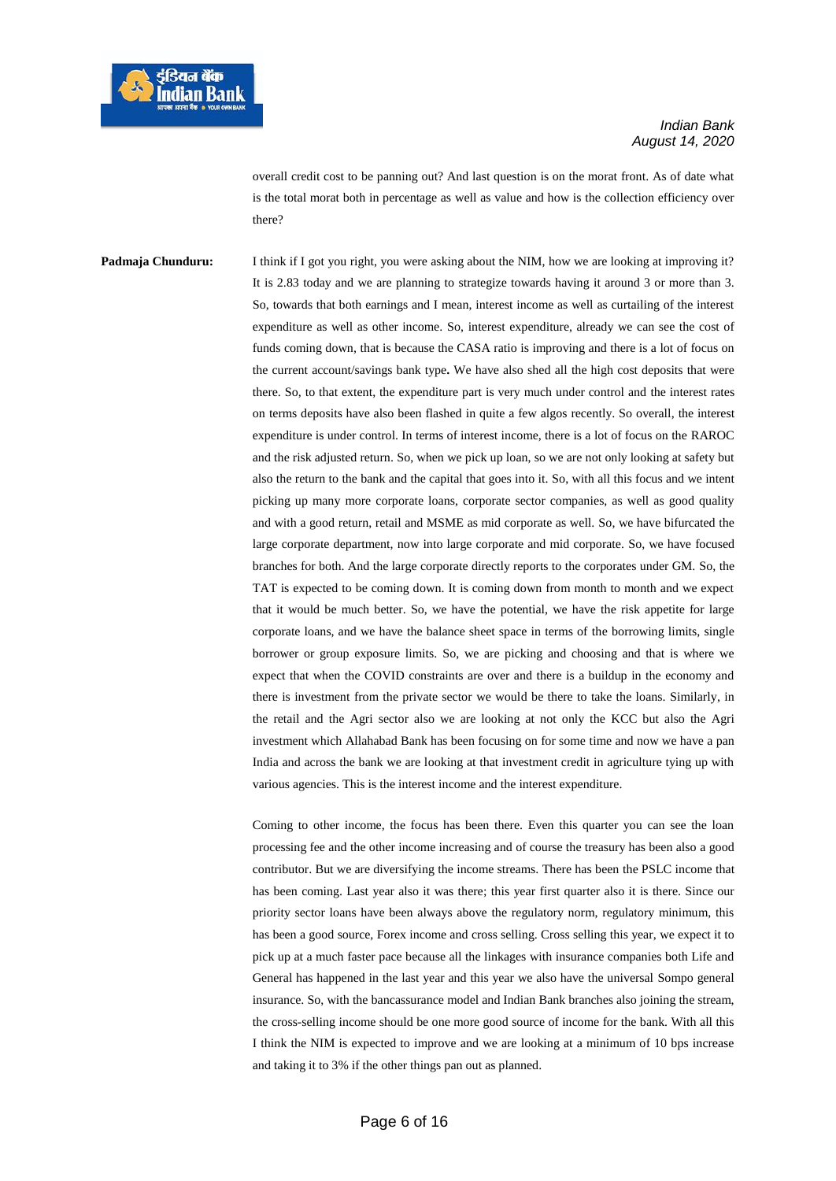overall credit cost to be panning out? And last question is on the morat front. As of date what is the total morat both in percentage as well as value and how is the collection efficiency over there?

**Padmaja Chunduru:** I think if I got you right, you were asking about the NIM, how we are looking at improving it? It is 2.83 today and we are planning to strategize towards having it around 3 or more than 3. So, towards that both earnings and I mean, interest income as well as curtailing of the interest expenditure as well as other income. So, interest expenditure, already we can see the cost of funds coming down, that is because the CASA ratio is improving and there is a lot of focus on the current account/savings bank type**.** We have also shed all the high cost deposits that were there. So, to that extent, the expenditure part is very much under control and the interest rates on terms deposits have also been flashed in quite a few algos recently. So overall, the interest expenditure is under control. In terms of interest income, there is a lot of focus on the RAROC and the risk adjusted return. So, when we pick up loan, so we are not only looking at safety but also the return to the bank and the capital that goes into it. So, with all this focus and we intent picking up many more corporate loans, corporate sector companies, as well as good quality and with a good return, retail and MSME as mid corporate as well. So, we have bifurcated the large corporate department, now into large corporate and mid corporate. So, we have focused branches for both. And the large corporate directly reports to the corporates under GM. So, the TAT is expected to be coming down. It is coming down from month to month and we expect that it would be much better. So, we have the potential, we have the risk appetite for large corporate loans, and we have the balance sheet space in terms of the borrowing limits, single borrower or group exposure limits. So, we are picking and choosing and that is where we expect that when the COVID constraints are over and there is a buildup in the economy and there is investment from the private sector we would be there to take the loans. Similarly, in the retail and the Agri sector also we are looking at not only the KCC but also the Agri investment which Allahabad Bank has been focusing on for some time and now we have a pan India and across the bank we are looking at that investment credit in agriculture tying up with various agencies. This is the interest income and the interest expenditure.

Coming to other income, the focus has been there. Even this quarter you can see the loan processing fee and the other income increasing and of course the treasury has been also a good contributor. But we are diversifying the income streams. There has been the PSLC income that has been coming. Last year also it was there; this year first quarter also it is there. Since our priority sector loans have been always above the regulatory norm, regulatory minimum, this has been a good source, Forex income and cross selling. Cross selling this year, we expect it to pick up at a much faster pace because all the linkages with insurance companies both Life and General has happened in the last year and this year we also have the universal Sompo general insurance. So, with the bancassurance model and Indian Bank branches also joining the stream, the cross-selling income should be one more good source of income for the bank. With all this I think the NIM is expected to improve and we are looking at a minimum of 10 bps increase and taking it to 3% if the other things pan out as planned.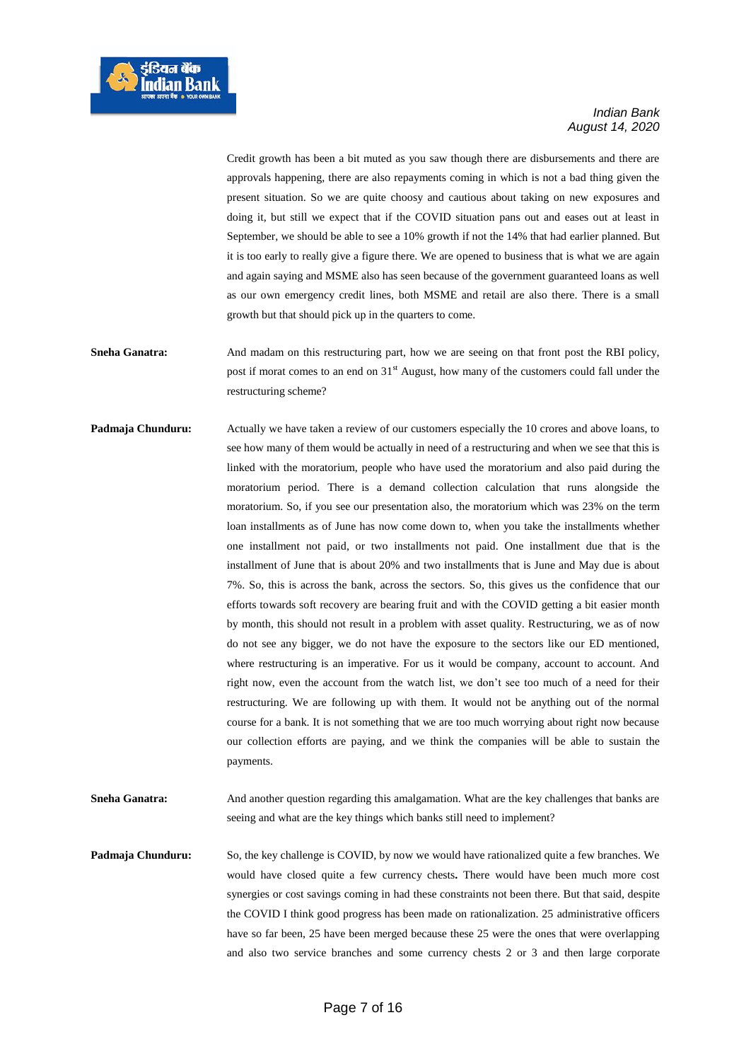Credit growth has been a bit muted as you saw though there are disbursements and there are approvals happening, there are also repayments coming in which is not a bad thing given the present situation. So we are quite choosy and cautious about taking on new exposures and doing it, but still we expect that if the COVID situation pans out and eases out at least in September, we should be able to see a 10% growth if not the 14% that had earlier planned. But it is too early to really give a figure there. We are opened to business that is what we are again and again saying and MSME also has seen because of the government guaranteed loans as well as our own emergency credit lines, both MSME and retail are also there. There is a small growth but that should pick up in the quarters to come.

**Sneha Ganatra:** And madam on this restructuring part, how we are seeing on that front post the RBI policy, post if morat comes to an end on 31st August, how many of the customers could fall under the restructuring scheme?

**Padmaja Chunduru:** Actually we have taken a review of our customers especially the 10 crores and above loans, to see how many of them would be actually in need of a restructuring and when we see that this is linked with the moratorium, people who have used the moratorium and also paid during the moratorium period. There is a demand collection calculation that runs alongside the moratorium. So, if you see our presentation also, the moratorium which was 23% on the term loan installments as of June has now come down to, when you take the installments whether one installment not paid, or two installments not paid. One installment due that is the installment of June that is about 20% and two installments that is June and May due is about 7%. So, this is across the bank, across the sectors. So, this gives us the confidence that our efforts towards soft recovery are bearing fruit and with the COVID getting a bit easier month by month, this should not result in a problem with asset quality. Restructuring, we as of now do not see any bigger, we do not have the exposure to the sectors like our ED mentioned, where restructuring is an imperative. For us it would be company, account to account. And right now, even the account from the watch list, we don't see too much of a need for their restructuring. We are following up with them. It would not be anything out of the normal course for a bank. It is not something that we are too much worrying about right now because our collection efforts are paying, and we think the companies will be able to sustain the payments.

**Sneha Ganatra:** And another question regarding this amalgamation. What are the key challenges that banks are seeing and what are the key things which banks still need to implement?

**Padmaja Chunduru:** So, the key challenge is COVID, by now we would have rationalized quite a few branches. We would have closed quite a few currency chests**.** There would have been much more cost synergies or cost savings coming in had these constraints not been there. But that said, despite the COVID I think good progress has been made on rationalization. 25 administrative officers have so far been, 25 have been merged because these 25 were the ones that were overlapping and also two service branches and some currency chests 2 or 3 and then large corporate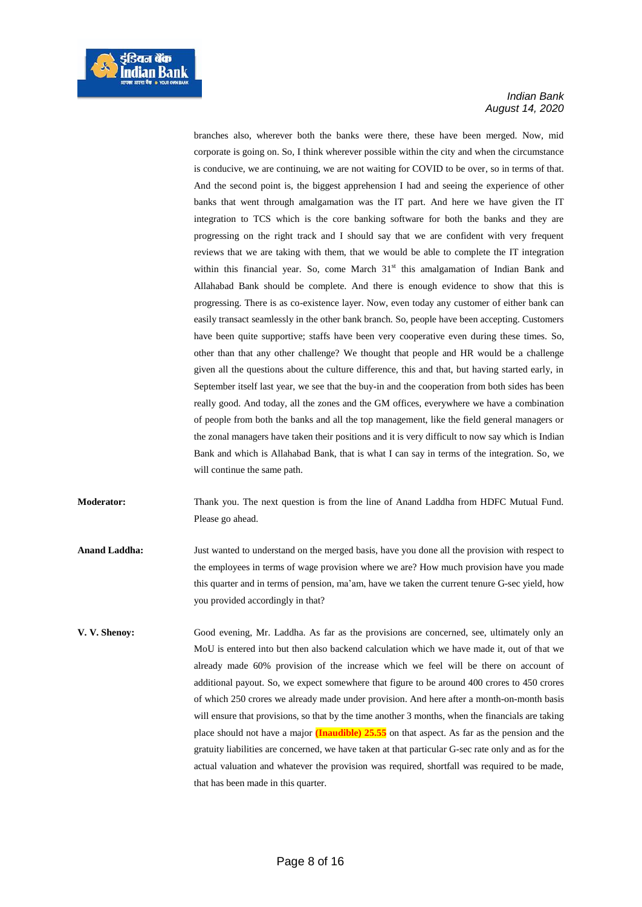branches also, wherever both the banks were there, these have been merged. Now, mid corporate is going on. So, I think wherever possible within the city and when the circumstance is conducive, we are continuing, we are not waiting for COVID to be over, so in terms of that. And the second point is, the biggest apprehension I had and seeing the experience of other banks that went through amalgamation was the IT part. And here we have given the IT integration to TCS which is the core banking software for both the banks and they are progressing on the right track and I should say that we are confident with very frequent reviews that we are taking with them, that we would be able to complete the IT integration within this financial year. So, come March 31st this amalgamation of Indian Bank and Allahabad Bank should be complete. And there is enough evidence to show that this is progressing. There is as co-existence layer. Now, even today any customer of either bank can easily transact seamlessly in the other bank branch. So, people have been accepting. Customers have been quite supportive; staffs have been very cooperative even during these times. So, other than that any other challenge? We thought that people and HR would be a challenge given all the questions about the culture difference, this and that, but having started early, in September itself last year, we see that the buy-in and the cooperation from both sides has been really good. And today, all the zones and the GM offices, everywhere we have a combination of people from both the banks and all the top management, like the field general managers or the zonal managers have taken their positions and it is very difficult to now say which is Indian Bank and which is Allahabad Bank, that is what I can say in terms of the integration. So, we will continue the same path.

**Moderator:** Thank you. The next question is from the line of Anand Laddha from HDFC Mutual Fund. Please go ahead.

**Anand Laddha:** Just wanted to understand on the merged basis, have you done all the provision with respect to the employees in terms of wage provision where we are? How much provision have you made this quarter and in terms of pension, ma'am, have we taken the current tenure G-sec yield, how you provided accordingly in that?

**V. V. Shenoy:** Good evening, Mr. Laddha. As far as the provisions are concerned, see, ultimately only an MoU is entered into but then also backend calculation which we have made it, out of that we already made 60% provision of the increase which we feel will be there on account of additional payout. So, we expect somewhere that figure to be around 400 crores to 450 crores of which 250 crores we already made under provision. And here after a month-on-month basis will ensure that provisions, so that by the time another 3 months, when the financials are taking place should not have a major **(Inaudible) 25.55** on that aspect. As far as the pension and the gratuity liabilities are concerned, we have taken at that particular G-sec rate only and as for the actual valuation and whatever the provision was required, shortfall was required to be made, that has been made in this quarter.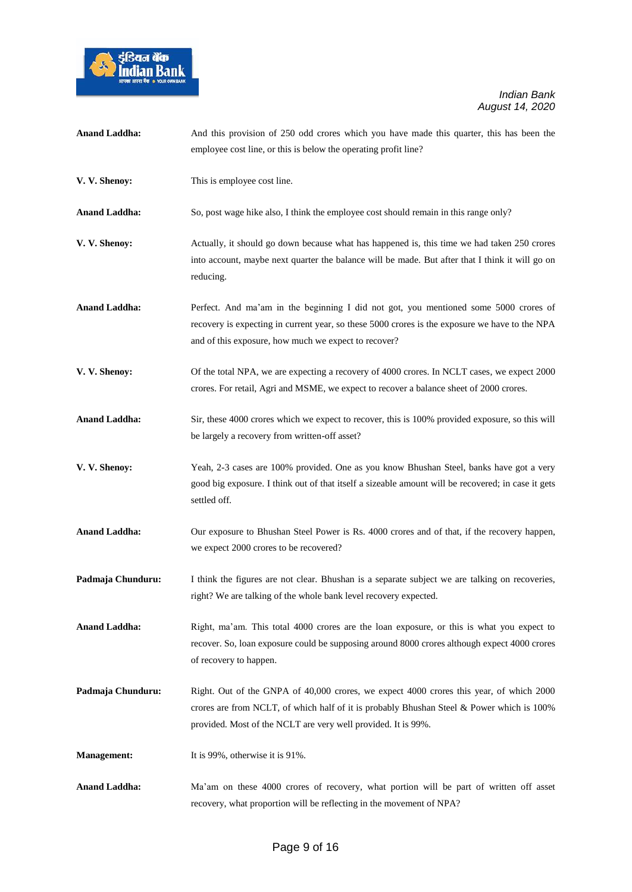**Anand Laddha:** And this provision of 250 odd crores which you have made this quarter, this has been the employee cost line, or this is below the operating profit line?

**V. V. Shenoy:** This is employee cost line.

**Anand Laddha:** So, post wage hike also, I think the employee cost should remain in this range only?

**V. V. Shenoy:** Actually, it should go down because what has happened is, this time we had taken 250 crores into account, maybe next quarter the balance will be made. But after that I think it will go on reducing.

**Anand Laddha:** Perfect. And ma'am in the beginning I did not got, you mentioned some 5000 crores of recovery is expecting in current year, so these 5000 crores is the exposure we have to the NPA and of this exposure, how much we expect to recover?

**V. V. Shenoy:** Of the total NPA, we are expecting a recovery of 4000 crores. In NCLT cases, we expect 2000 crores. For retail, Agri and MSME, we expect to recover a balance sheet of 2000 crores.

**Anand Laddha:** Sir, these 4000 crores which we expect to recover, this is 100% provided exposure, so this will be largely a recovery from written-off asset?

**V. V. Shenoy:** Yeah, 2-3 cases are 100% provided. One as you know Bhushan Steel, banks have got a very good big exposure. I think out of that itself a sizeable amount will be recovered; in case it gets settled off.

**Anand Laddha:** Our exposure to Bhushan Steel Power is Rs. 4000 crores and of that, if the recovery happen, we expect 2000 crores to be recovered?

**Padmaja Chunduru:** I think the figures are not clear. Bhushan is a separate subject we are talking on recoveries, right? We are talking of the whole bank level recovery expected.

**Anand Laddha:** Right, ma'am. This total 4000 crores are the loan exposure, or this is what you expect to recover. So, loan exposure could be supposing around 8000 crores although expect 4000 crores of recovery to happen.

**Padmaja Chunduru:** Right. Out of the GNPA of 40,000 crores, we expect 4000 crores this year, of which 2000 crores are from NCLT, of which half of it is probably Bhushan Steel & Power which is 100% provided. Most of the NCLT are very well provided. It is 99%.

**Management:** It is 99%, otherwise it is 91%.

**Anand Laddha:** Ma'am on these 4000 crores of recovery, what portion will be part of written off asset recovery, what proportion will be reflecting in the movement of NPA?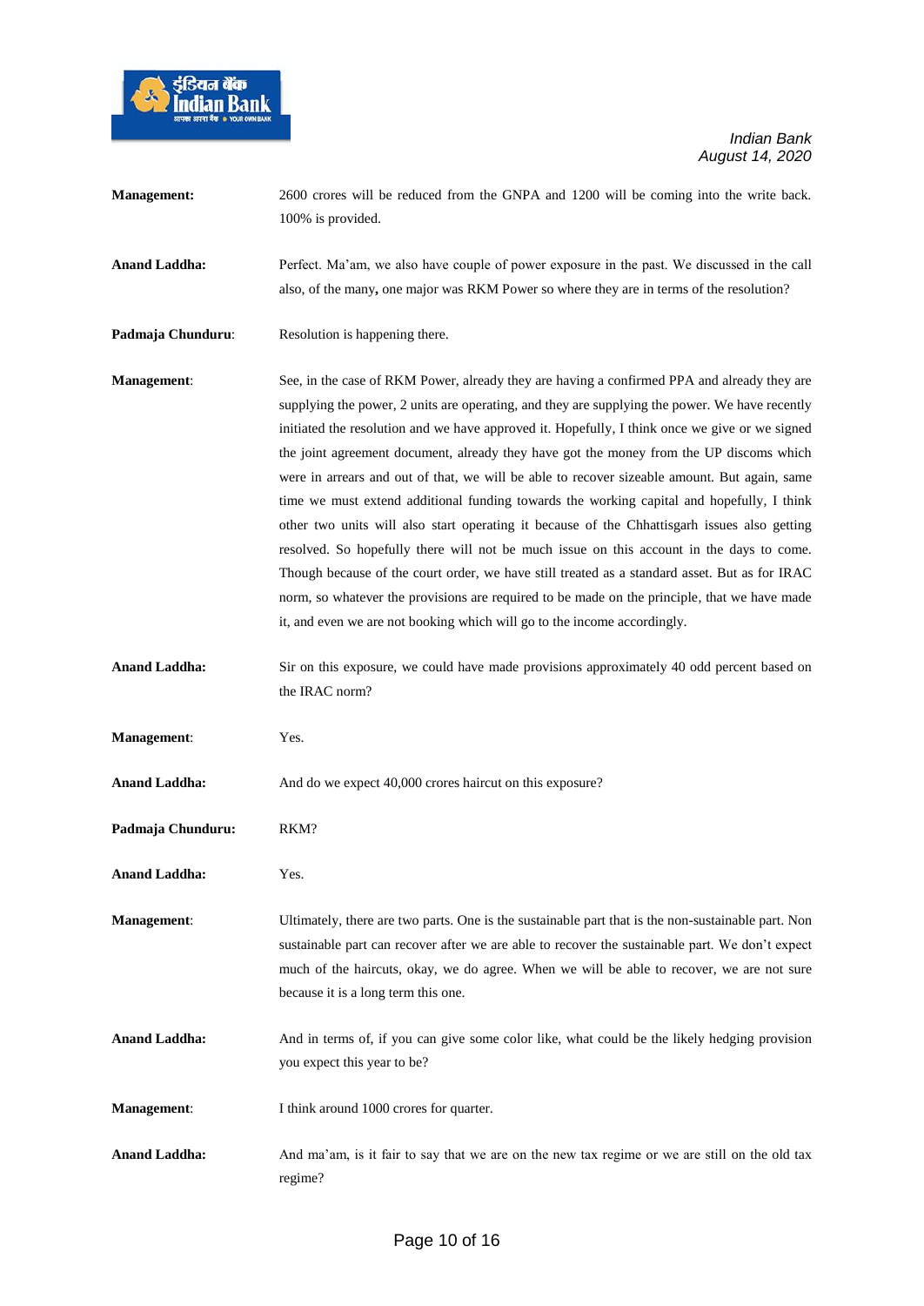**Management:** 2600 crores will be reduced from the GNPA and 1200 will be coming into the write back. 100% is provided.

**Anand Laddha:** Perfect. Ma'am, we also have couple of power exposure in the past. We discussed in the call also, of the many**,** one major was RKM Power so where they are in terms of the resolution?

**Padmaja Chunduru**: Resolution is happening there.

**Management**: See, in the case of RKM Power, already they are having a confirmed PPA and already they are supplying the power, 2 units are operating, and they are supplying the power. We have recently initiated the resolution and we have approved it. Hopefully, I think once we give or we signed the joint agreement document, already they have got the money from the UP discoms which were in arrears and out of that, we will be able to recover sizeable amount. But again, same time we must extend additional funding towards the working capital and hopefully, I think other two units will also start operating it because of the Chhattisgarh issues also getting resolved. So hopefully there will not be much issue on this account in the days to come. Though because of the court order, we have still treated as a standard asset. But as for IRAC norm, so whatever the provisions are required to be made on the principle, that we have made it, and even we are not booking which will go to the income accordingly.

**Anand Laddha:** Sir on this exposure, we could have made provisions approximately 40 odd percent based on the IRAC norm?

**Management**: Yes.

**Anand Laddha:** And do we expect 40,000 crores haircut on this exposure?

**Padmaja Chunduru:** RKM?

**Anand Laddha:** Yes.

**Management**: Ultimately, there are two parts. One is the sustainable part that is the non-sustainable part. Non sustainable part can recover after we are able to recover the sustainable part. We don't expect much of the haircuts, okay, we do agree. When we will be able to recover, we are not sure because it is a long term this one.

**Anand Laddha:** And in terms of, if you can give some color like, what could be the likely hedging provision you expect this year to be?

**Management**: I think around 1000 crores for quarter.

**Anand Laddha:** And ma'am, is it fair to say that we are on the new tax regime or we are still on the old tax regime?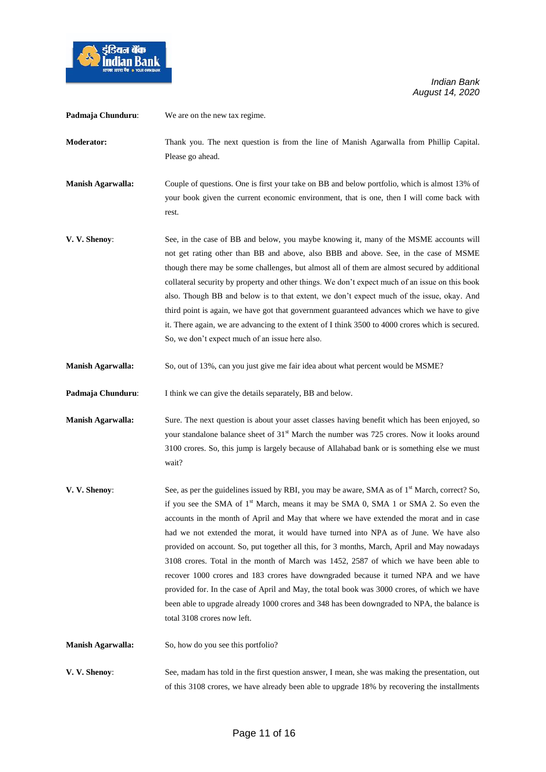**Padmaja Chunduru**: We are on the new tax regime.

**Moderator:** Thank you. The next question is from the line of Manish Agarwalla from Phillip Capital. Please go ahead.

**Manish Agarwalla:** Couple of questions. One is first your take on BB and below portfolio, which is almost 13% of your book given the current economic environment, that is one, then I will come back with rest.

**V. V. Shenoy**: See, in the case of BB and below, you maybe knowing it, many of the MSME accounts will not get rating other than BB and above, also BBB and above. See, in the case of MSME though there may be some challenges, but almost all of them are almost secured by additional collateral security by property and other things. We don't expect much of an issue on this book also. Though BB and below is to that extent, we don't expect much of the issue, okay. And third point is again, we have got that government guaranteed advances which we have to give it. There again, we are advancing to the extent of I think 3500 to 4000 crores which is secured. So, we don't expect much of an issue here also.

**Manish Agarwalla:** So, out of 13%, can you just give me fair idea about what percent would be MSME?

**Padmaja Chunduru**: I think we can give the details separately, BB and below.

**Manish Agarwalla:** Sure. The next question is about your asset classes having benefit which has been enjoyed, so your standalone balance sheet of 31st March the number was 725 crores. Now it looks around 3100 crores. So, this jump is largely because of Allahabad bank or is something else we must wait?

**V. V. Shenoy**: See, as per the guidelines issued by RBI, you may be aware, SMA as of 1st March, correct? So, if you see the SMA of 1st March, means it may be SMA 0, SMA 1 or SMA 2. So even the accounts in the month of April and May that where we have extended the morat and in case had we not extended the morat, it would have turned into NPA as of June. We have also provided on account. So, put together all this, for 3 months, March, April and May nowadays 3108 crores. Total in the month of March was 1452, 2587 of which we have been able to recover 1000 crores and 183 crores have downgraded because it turned NPA and we have provided for. In the case of April and May, the total book was 3000 crores, of which we have been able to upgrade already 1000 crores and 348 has been downgraded to NPA, the balance is total 3108 crores now left.

**Manish Agarwalla:** So, how do you see this portfolio?

**V. V. Shenoy**: See, madam has told in the first question answer, I mean, she was making the presentation, out of this 3108 crores, we have already been able to upgrade 18% by recovering the installments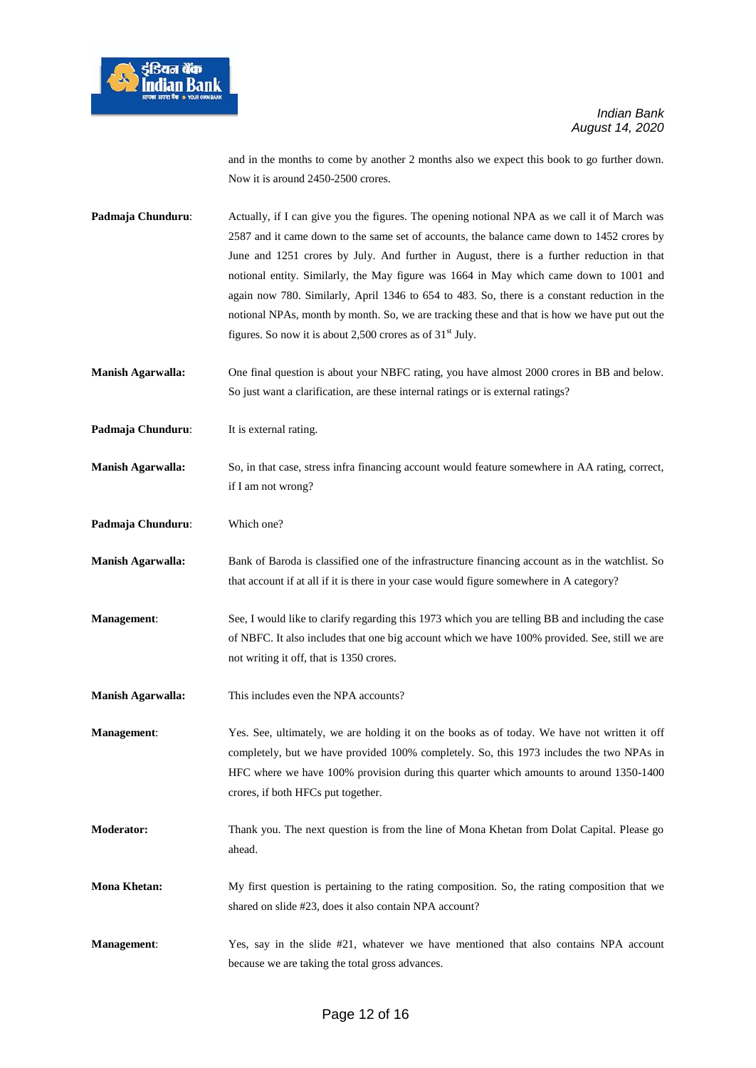and in the months to come by another 2 months also we expect this book to go further down. Now it is around 2450-2500 crores.

**Padmaja Chunduru**: Actually, if I can give you the figures. The opening notional NPA as we call it of March was 2587 and it came down to the same set of accounts, the balance came down to 1452 crores by June and 1251 crores by July. And further in August, there is a further reduction in that notional entity. Similarly, the May figure was 1664 in May which came down to 1001 and again now 780. Similarly, April 1346 to 654 to 483. So, there is a constant reduction in the notional NPAs, month by month. So, we are tracking these and that is how we have put out the figures. So now it is about 2,500 crores as of 31st July.

**Manish Agarwalla:** One final question is about your NBFC rating, you have almost 2000 crores in BB and below. So just want a clarification, are these internal ratings or is external ratings?

**Padmaja Chunduru**: It is external rating.

**Manish Agarwalla:** So, in that case, stress infra financing account would feature somewhere in AA rating, correct, if I am not wrong?

**Padmaja Chunduru**: Which one?

**Manish Agarwalla:** Bank of Baroda is classified one of the infrastructure financing account as in the watchlist. So that account if at all if it is there in your case would figure somewhere in A category?

**Management**: See, I would like to clarify regarding this 1973 which you are telling BB and including the case of NBFC. It also includes that one big account which we have 100% provided. See, still we are not writing it off, that is 1350 crores.

**Manish Agarwalla:** This includes even the NPA accounts?

**Management**: Yes. See, ultimately, we are holding it on the books as of today. We have not written it off completely, but we have provided 100% completely. So, this 1973 includes the two NPAs in HFC where we have 100% provision during this quarter which amounts to around 1350-1400 crores, if both HFCs put together.

**Moderator:** Thank you. The next question is from the line of Mona Khetan from Dolat Capital. Please go ahead.

**Mona Khetan:** My first question is pertaining to the rating composition. So, the rating composition that we shared on slide #23, does it also contain NPA account?

**Management**: Yes, say in the slide #21, whatever we have mentioned that also contains NPA account because we are taking the total gross advances.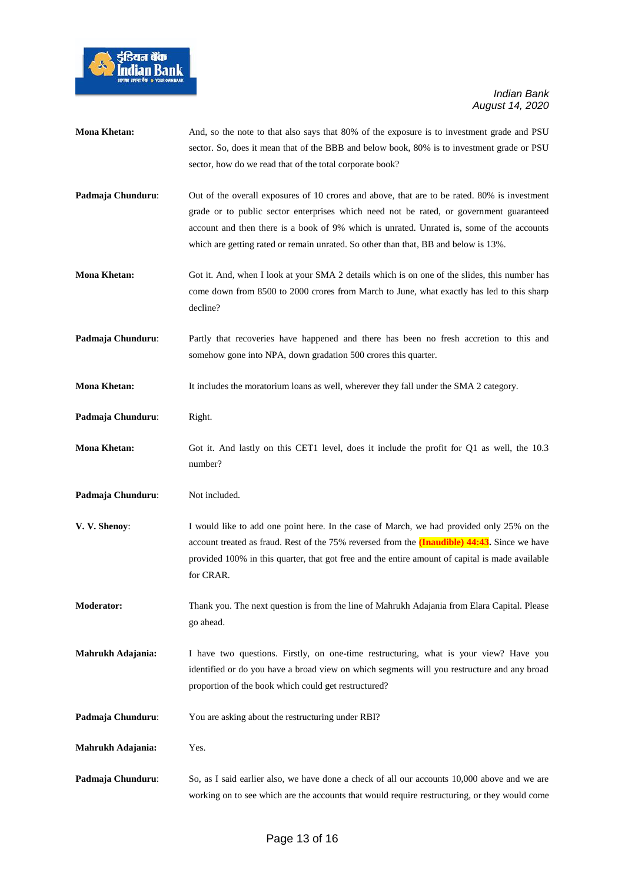**Mona Khetan:** And, so the note to that also says that 80% of the exposure is to investment grade and PSU sector. So, does it mean that of the BBB and below book, 80% is to investment grade or PSU sector, how do we read that of the total corporate book?

**Padmaja Chunduru**: Out of the overall exposures of 10 crores and above, that are to be rated. 80% is investment grade or to public sector enterprises which need not be rated, or government guaranteed account and then there is a book of 9% which is unrated. Unrated is, some of the accounts which are getting rated or remain unrated. So other than that, BB and below is 13%.

**Mona Khetan:** Got it. And, when I look at your SMA 2 details which is on one of the slides, this number has come down from 8500 to 2000 crores from March to June, what exactly has led to this sharp decline?

**Padmaja Chunduru**: Partly that recoveries have happened and there has been no fresh accretion to this and somehow gone into NPA, down gradation 500 crores this quarter.

**Mona Khetan:** It includes the moratorium loans as well, wherever they fall under the SMA 2 category.

**Padmaja Chunduru**: Right.

**Mona Khetan:** Got it. And lastly on this CET1 level, does it include the profit for Q1 as well, the 10.3 number?

**Padmaja Chunduru**: Not included.

**V. V. Shenoy**: I would like to add one point here. In the case of March, we had provided only 25% on the account treated as fraud. Rest of the 75% reversed from the **(Inaudible) 44:43.** Since we have provided 100% in this quarter, that got free and the entire amount of capital is made available for CRAR.

**Moderator:** Thank you. The next question is from the line of Mahrukh Adajania from Elara Capital. Please go ahead.

**Mahrukh Adajania:** I have two questions. Firstly, on one-time restructuring, what is your view? Have you identified or do you have a broad view on which segments will you restructure and any broad proportion of the book which could get restructured?

**Padmaja Chunduru**: You are asking about the restructuring under RBI?

**Mahrukh Adajania:** Yes.

**Padmaja Chunduru**: So, as I said earlier also, we have done a check of all our accounts 10,000 above and we are working on to see which are the accounts that would require restructuring, or they would come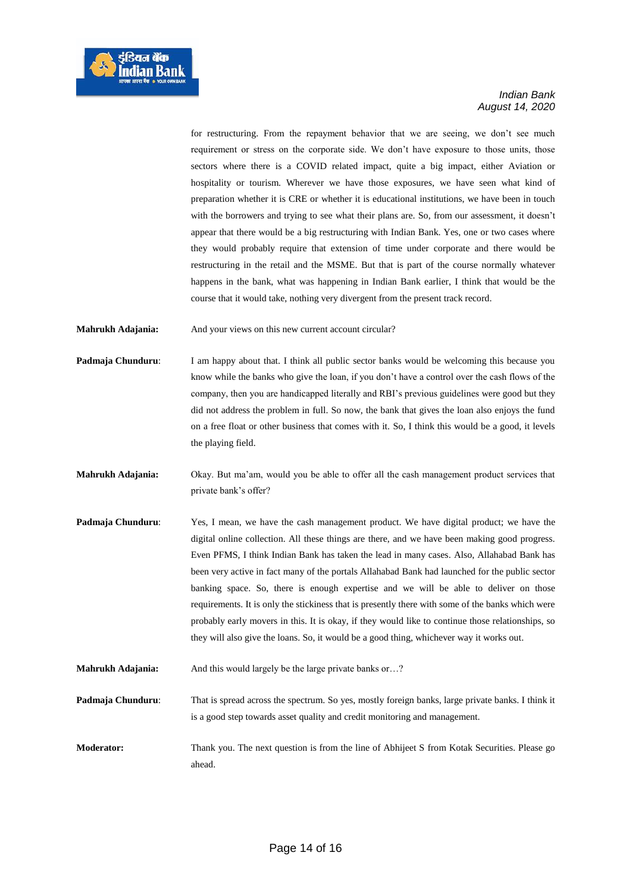for restructuring. From the repayment behavior that we are seeing, we don't see much requirement or stress on the corporate side. We don't have exposure to those units, those sectors where there is a COVID related impact, quite a big impact, either Aviation or hospitality or tourism. Wherever we have those exposures, we have seen what kind of preparation whether it is CRE or whether it is educational institutions, we have been in touch with the borrowers and trying to see what their plans are. So, from our assessment, it doesn't appear that there would be a big restructuring with Indian Bank. Yes, one or two cases where they would probably require that extension of time under corporate and there would be restructuring in the retail and the MSME. But that is part of the course normally whatever happens in the bank, what was happening in Indian Bank earlier, I think that would be the course that it would take, nothing very divergent from the present track record.

**Mahrukh Adajania:** And your views on this new current account circular?

**Padmaja Chunduru**: I am happy about that. I think all public sector banks would be welcoming this because you know while the banks who give the loan, if you don't have a control over the cash flows of the company, then you are handicapped literally and RBI's previous guidelines were good but they did not address the problem in full. So now, the bank that gives the loan also enjoys the fund on a free float or other business that comes with it. So, I think this would be a good, it levels the playing field.

**Mahrukh Adajania:** Okay. But ma'am, would you be able to offer all the cash management product services that private bank's offer?

**Padmaja Chunduru**: Yes, I mean, we have the cash management product. We have digital product; we have the digital online collection. All these things are there, and we have been making good progress. Even PFMS, I think Indian Bank has taken the lead in many cases. Also, Allahabad Bank has been very active in fact many of the portals Allahabad Bank had launched for the public sector banking space. So, there is enough expertise and we will be able to deliver on those requirements. It is only the stickiness that is presently there with some of the banks which were probably early movers in this. It is okay, if they would like to continue those relationships, so they will also give the loans. So, it would be a good thing, whichever way it works out.

**Mahrukh Adajania:** And this would largely be the large private banks or…?

**Padmaja Chunduru**: That is spread across the spectrum. So yes, mostly foreign banks, large private banks. I think it is a good step towards asset quality and credit monitoring and management.

**Moderator:** Thank you. The next question is from the line of Abhijeet S from Kotak Securities. Please go ahead.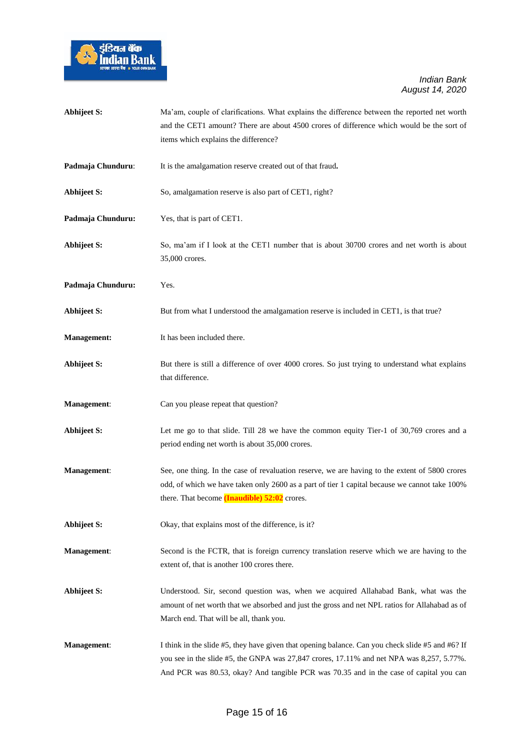**Abhijeet S:** Ma'am, couple of clarifications. What explains the difference between the reported net worth and the CET1 amount? There are about 4500 crores of difference which would be the sort of items which explains the difference?

**Padmaja Chunduru**: It is the amalgamation reserve created out of that fraud**.**

**Abhijeet S:** So, amalgamation reserve is also part of CET1, right?

**Padmaja Chunduru:** Yes, that is part of CET1.

**Abhijeet S:** So, ma'am if I look at the CET1 number that is about 30700 crores and net worth is about 35,000 crores.

**Padmaja Chunduru:** Yes.

**Abhijeet S:** But from what I understood the amalgamation reserve is included in CET1, is that true?

**Management:** It has been included there.

**Abhijeet S:** But there is still a difference of over 4000 crores. So just trying to understand what explains that difference.

**Management**: Can you please repeat that question?

**Abhijeet S:** Let me go to that slide. Till 28 we have the common equity Tier-1 of 30,769 crores and a period ending net worth is about 35,000 crores.

**Management**: See, one thing. In the case of revaluation reserve, we are having to the extent of 5800 crores odd, of which we have taken only 2600 as a part of tier 1 capital because we cannot take 100% there. That become **(Inaudible) 52:02** crores.

**Abhijeet S:** Okay, that explains most of the difference, is it?

**Management**: Second is the FCTR, that is foreign currency translation reserve which we are having to the extent of, that is another 100 crores there.

**Abhijeet S:** Understood. Sir, second question was, when we acquired Allahabad Bank, what was the amount of net worth that we absorbed and just the gross and net NPL ratios for Allahabad as of March end. That will be all, thank you.

**Management**: I think in the slide #5, they have given that opening balance. Can you check slide #5 and #6? If you see in the slide #5, the GNPA was 27,847 crores, 17.11% and net NPA was 8,257, 5.77%. And PCR was 80.53, okay? And tangible PCR was 70.35 and in the case of capital you can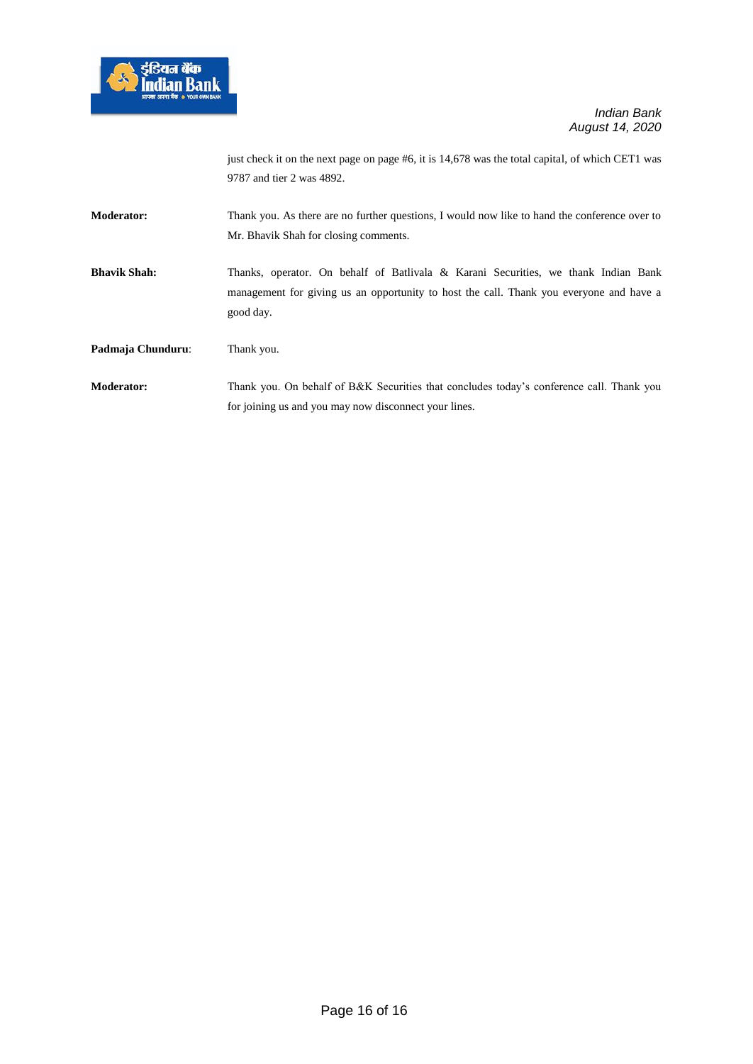just check it on the next page on page #6, it is 14,678 was the total capital, of which CET1 was 9787 and tier 2 was 4892.

**Moderator:** Thank you. As there are no further questions, I would now like to hand the conference over to Mr. Bhavik Shah for closing comments.

**Bhavik Shah:** Thanks, operator. On behalf of Batlivala & Karani Securities, we thank Indian Bank management for giving us an opportunity to host the call. Thank you everyone and have a good day.

**Padmaja Chunduru:** Thank you.

**Moderator:** Thank you. On behalf of B&K Securities that concludes today's conference call. Thank you for joining us and you may now disconnect your lines.